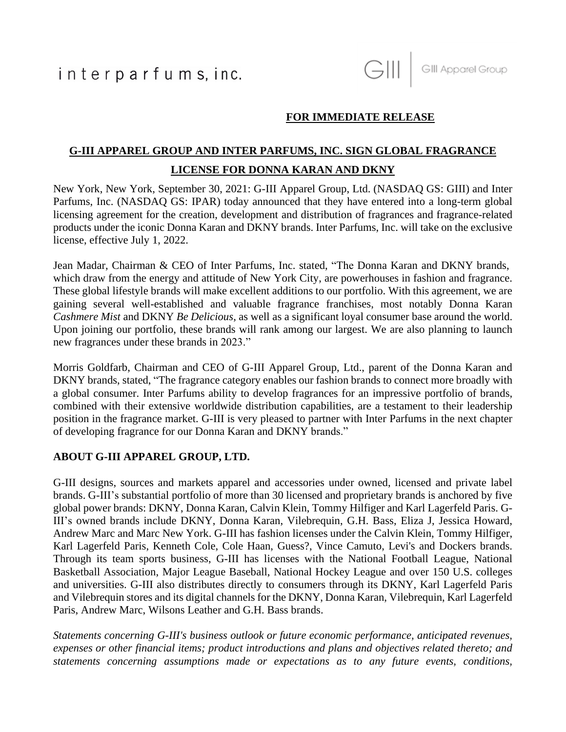interparfums, inc.

GIII | GIII Apparel Group

**FOR IMMEDIATE RELEASE**

# G-III APPAREL GROUP AND INTER PARFUMS, INC. SIGN GLOBAL FRAGRANCE LICENSE FOR DONNA KARAN AND DKNY

New York, New York, September 30, 2021: G-III Apparel Group, Ltd. (NASDAQ GS: GIII) and Inter Parfums, Inc. (NASDAQ GS: IPAR) today announced that they have entered into a long-term global licensing agreement for the creation, development and distribution of fragrances and fragrance-related products under the iconic Donna Karan and DKNY brands. Inter Parfums, Inc. will take on the exclusive license, effective July 1, 2022.

Jean Madar, Chairman & CEO of Inter Parfums, Inc. stated, "The Donna Karan and DKNY brands, which draw from the energy and attitude of New York City, are powerhouses in fashion and fragrance. These global lifestyle brands will make excellent additions to our portfolio. With this agreement, we are gaining several well-established and valuable fragrance franchises, most notably Donna Karan *Cashmere Mist* and DKNY *Be Delicious*, as well as a significant loyal consumer base around the world. Upon joining our portfolio, these brands will rank among our largest. We are also planning to launch new fragrances under these brands in 2023."

Morris Goldfarb, Chairman and CEO of G-III Apparel Group, Ltd., parent of the Donna Karan and DKNY brands, stated, "The fragrance category enables our fashion brands to connect more broadly with a global consumer. Inter Parfums ability to develop fragrances for an impressive portfolio of brands, combined with their extensive worldwide distribution capabilities, are a testament to their leadership position in the fragrance market. G-III is very pleased to partner with Inter Parfums in the next chapter of developing fragrance for our Donna Karan and DKNY brands."

## ABOUT G-III APPAREL GROUP, LTD.

G-III designs, sources and markets apparel and accessories under owned, licensed and private label brands. G-III's substantial portfolio of more than 30 licensed and proprietary brands is anchored by five global power brands: DKNY, Donna Karan, Calvin Klein, Tommy Hilfiger and Karl Lagerfeld Paris. G-III's owned brands include DKNY, Donna Karan, Vilebrequin, G.H. Bass, Eliza J, Jessica Howard, Andrew Marc and Marc New York. G-III has fashion licenses under the Calvin Klein, Tommy Hilfiger, Karl Lagerfeld Paris, Kenneth Cole, Cole Haan, Guess?, Vince Camuto, Levi's and Dockers brands. Through its team sports business, G-III has licenses with the National Football League, National Basketball Association, Major League Baseball, National Hockey League and over 150 U.S. colleges and universities. G-III also distributes directly to consumers through its DKNY, Karl Lagerfeld Paris and Vilebrequin stores and its digital channels for the DKNY, Donna Karan, Vilebrequin, Karl Lagerfeld Paris, Andrew Marc, Wilsons Leather and G.H. Bass brands.

*Statements concerning G-III's business outlook or future economic performance, anticipated revenues, expenses or other financial items; product introductions and plans and objectives related thereto; and statements concerning assumptions made or expectations as to any future events, conditions,*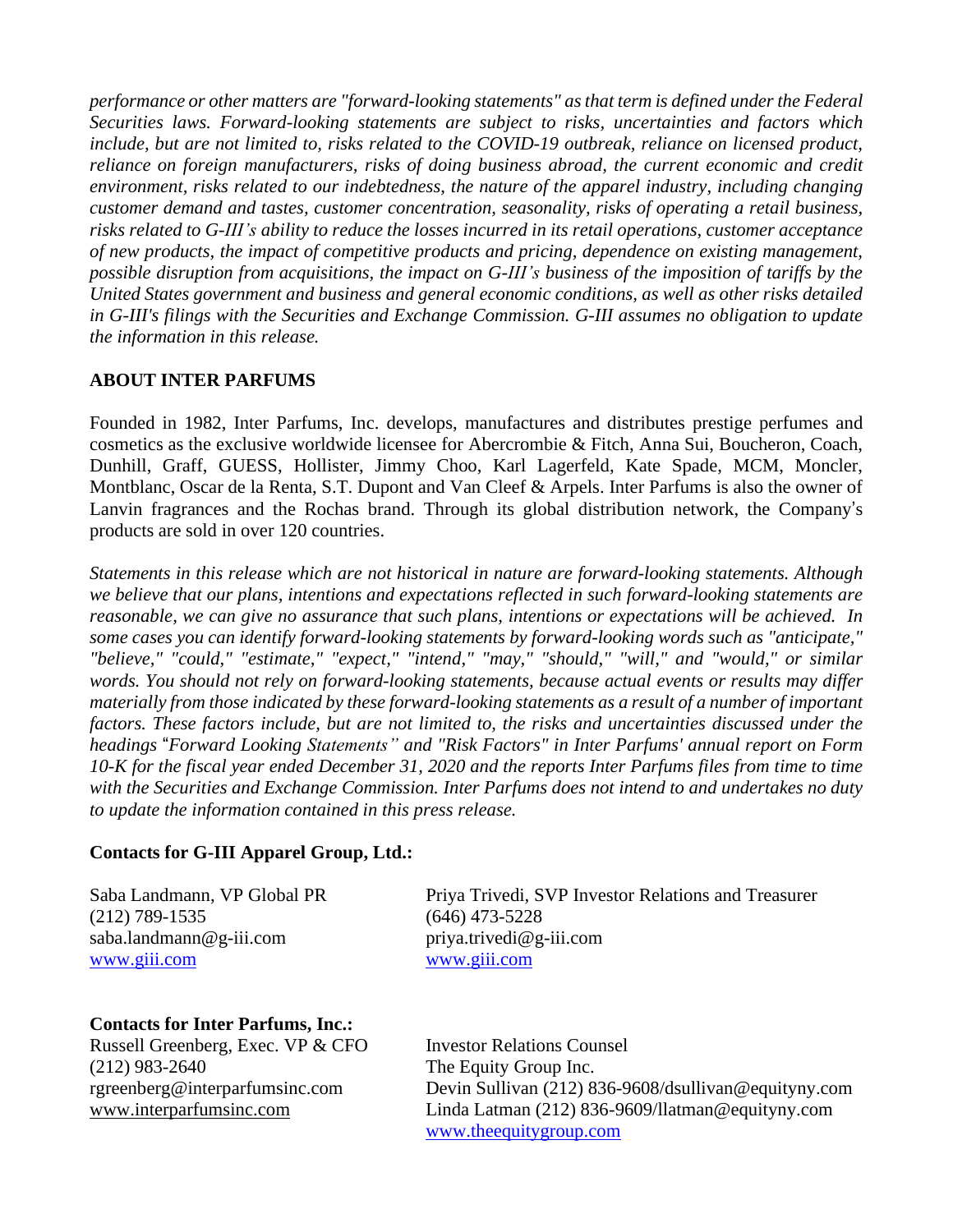*performance or other matters are "forward-looking statements" as that term is defined under the Federal Securities laws. Forward-looking statements are subject to risks, uncertainties and factors which include, but are not limited to, risks related to the COVID-19 outbreak, reliance on licensed product, reliance on foreign manufacturers, risks of doing business abroad, the current economic and credit environment, risks related to our indebtedness, the nature of the apparel industry, including changing customer demand and tastes, customer concentration, seasonality, risks of operating a retail business, risks related to G-III's ability to reduce the losses incurred in its retail operations, customer acceptance of new products, the impact of competitive products and pricing, dependence on existing management, possible disruption from acquisitions, the impact on G-III's business of the imposition of tariffs by the United States government and business and general economic conditions, as well as other risks detailed in G-III's filings with the Securities and Exchange Commission. G-III assumes no obligation to update the information in this release.*

**ABOUT INTER PARFUMS**

Founded in 1982, Inter Parfums, Inc. develops, manufactures and distributes prestige perfumes and cosmetics as the exclusive worldwide licensee for Abercrombie & Fitch, Anna Sui, Boucheron, Coach, Dunhill, Graff, GUESS, Hollister, Jimmy Choo, Karl Lagerfeld, Kate Spade, MCM, Moncler, Montblanc, Oscar de la Renta, S.T. Dupont and Van Cleef & Arpels. Inter Parfums is also the owner of Lanvin fragrances and the Rochas brand. Through its global distribution network, the Company's products are sold in over 120 countries.

*Statements in this release which are not historical in nature are forward-looking statements. Although we believe that our plans, intentions and expectations reflected in such forward-looking statements are reasonable, we can give no assurance that such plans, intentions or expectations will be achieved. In some cases you can identify forward-looking statements by forward-looking words such as "anticipate," "believe," "could," "estimate," "expect," "intend," "may," "should," "will," and "would," or similar words. You should not rely on forward-looking statements, because actual events or results may differ materially from those indicated by these forward-looking statements as a result of a number of important factors. These factors include, but are not limited to, the risks and uncertainties discussed under the headings "Forward Looking Statements" and "Risk Factors" in Inter Parfums' annual report on Form 10-K for the fiscal year ended December 31, 2020 and the reports Inter Parfums files from time to time with the Securities and Exchange Commission. Inter Parfums does not intend to and undertakes no duty to update the information contained in this press release.*

**Contacts for G-III Apparel Group, Ltd.:**

Saba Landmann, VP Global PR
(212) 789-1535
saba.landmann@g-iii.com
www.giii.com

Priya Trivedi, SVP Investor Relations and Treasurer
(646) 473-5228
priya.trivedi@g-iii.com
www.giii.com

**Contacts for Inter Parfums, Inc.:**

Russell Greenberg, Exec. VP & CFO
(212) 983-2640
rgreenberg@interparfumsinc.com
www.interparfumsinc.com

Investor Relations Counsel
The Equity Group Inc.
Devin Sullivan (212) 836-9608/dsullivan@equityny.com
Linda Latman (212) 836-9609/llatman@equityny.com
www.theequitygroup.com